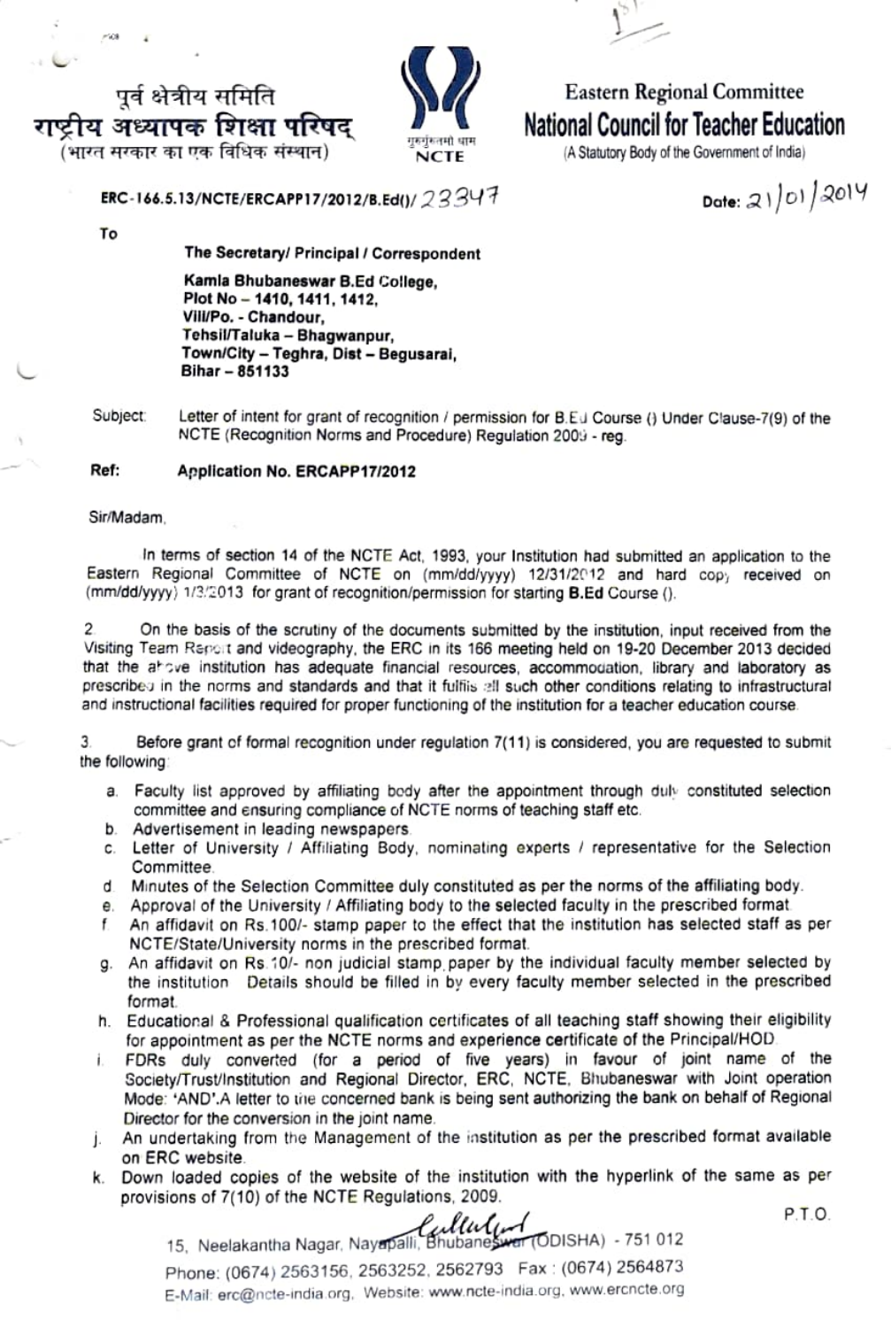पूर्व क्षेत्रीय समिति
**राष्ट्रीय अध्यापक शिक्षा परिषद्**
(भारत सरकार का एक विधिक संस्थान)

गुरुर्गुरुतमो धाम
NCTE

Eastern Regional Committee
**National Council for Teacher Education**
(A Statutory Body of the Government of India)

**ERC-166.5.13/NCTE/ERCAPP17/2012/B.Ed()/** 23347

**Date:** 21/01/2014

To

**The Secretary/ Principal / Correspondent**

**Kamla Bhubaneswar B.Ed College,**
**Plot No – 1410, 1411, 1412,**
**Vill/Po. - Chandour,**
**Tehsil/Taluka – Bhagwanpur,**
**Town/City – Teghra, Dist – Begusarai,**
**Bihar – 851133**

Subject: Letter of intent for grant of recognition / permission for B.Ed Course () Under Clause-7(9) of the NCTE (Recognition Norms and Procedure) Regulation 2009 - reg.

**Ref: Application No. ERCAPP17/2012**

Sir/Madam,

In terms of section 14 of the NCTE Act, 1993, your Institution had submitted an application to the Eastern Regional Committee of NCTE on (mm/dd/yyyy) 12/31/2012 and hard copy received on (mm/dd/yyyy) 1/3/2013 for grant of recognition/permission for starting **B.Ed** Course ().

2. On the basis of the scrutiny of the documents submitted by the institution, input received from the Visiting Team Report and videography, the ERC in its 166 meeting held on 19-20 December 2013 decided that the above institution has adequate financial resources, accommodation, library and laboratory as prescribed in the norms and standards and that it fulfils all such other conditions relating to infrastructural and instructional facilities required for proper functioning of the institution for a teacher education course.

3. Before grant of formal recognition under regulation 7(11) is considered, you are requested to submit the following:

a. Faculty list approved by affiliating body after the appointment through duly constituted selection committee and ensuring compliance of NCTE norms of teaching staff etc.
b. Advertisement in leading newspapers.
c. Letter of University / Affiliating Body, nominating experts / representative for the Selection Committee.
d. Minutes of the Selection Committee duly constituted as per the norms of the affiliating body.
e. Approval of the University / Affiliating body to the selected faculty in the prescribed format.
f. An affidavit on Rs.100/- stamp paper to the effect that the institution has selected staff as per NCTE/State/University norms in the prescribed format.
g. An affidavit on Rs.10/- non judicial stamp paper by the individual faculty member selected by the institution. Details should be filled in by every faculty member selected in the prescribed format.
h. Educational & Professional qualification certificates of all teaching staff showing their eligibility for appointment as per the NCTE norms and experience certificate of the Principal/HOD.
i. FDRs duly converted (for a period of five years) in favour of joint name of the Society/Trust/Institution and Regional Director, ERC, NCTE, Bhubaneswar with Joint operation Mode: 'AND'.A letter to the concerned bank is being sent authorizing the bank on behalf of Regional Director for the conversion in the joint name.
j. An undertaking from the Management of the institution as per the prescribed format available on ERC website.
k. Down loaded copies of the website of the institution with the hyperlink of the same as per provisions of 7(10) of the NCTE Regulations, 2009.

P.T.O.

15, Neelakantha Nagar, Nayapalli, Bhubaneswar (ODISHA) - 751 012
Phone: (0674) 2563156, 2563252, 2562793 Fax : (0674) 2564873
E-Mail: erc@ncte-india.org, Website: www.ncte-india.org, www.ercncte.org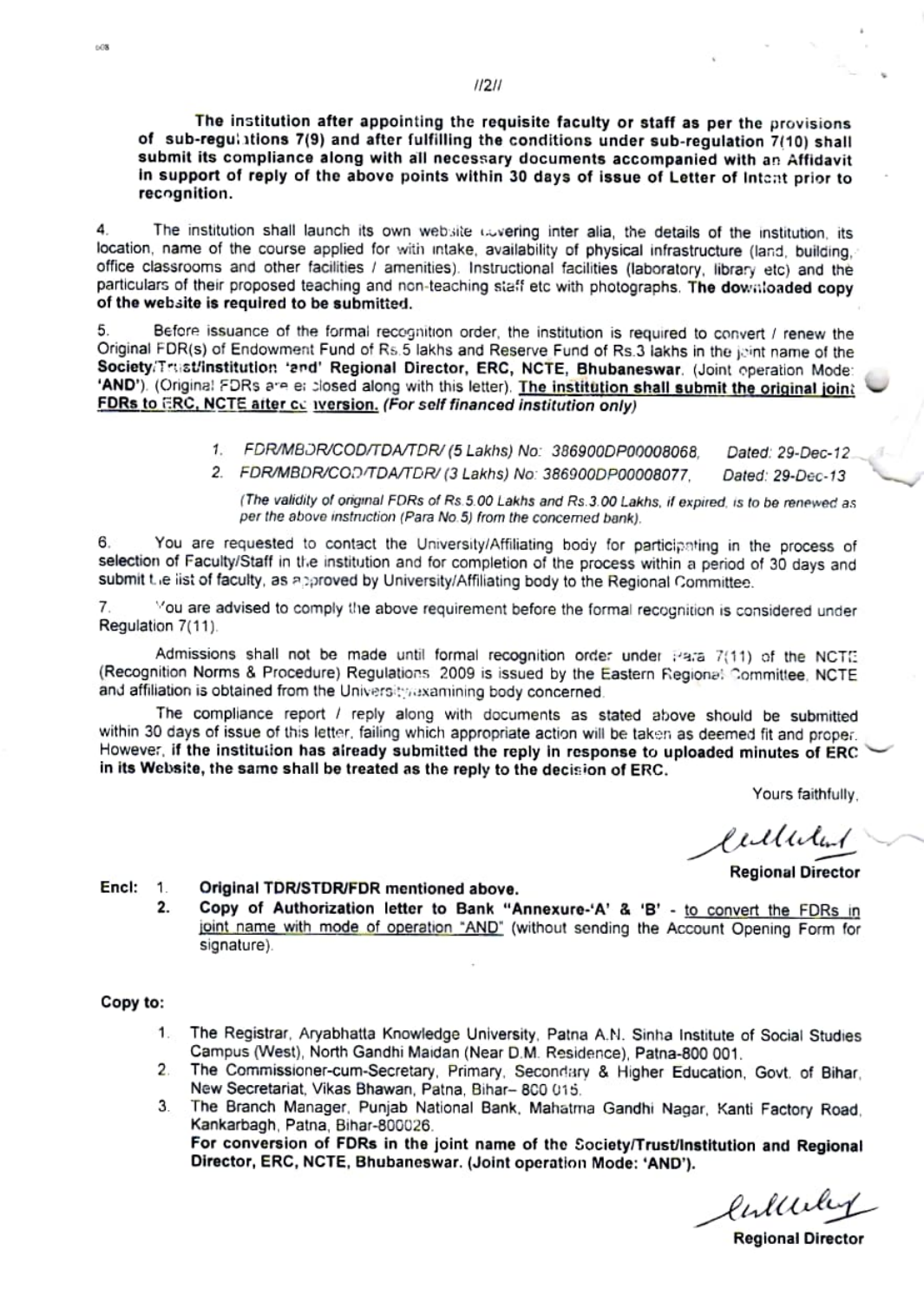The institution after appointing the requisite faculty or staff as per the provisions of sub-regulations 7(9) and after fulfilling the conditions under sub-regulation 7(10) shall submit its compliance along with all necessary documents accompanied with an Affidavit in support of reply of the above points within 30 days of issue of Letter of Intent prior to recognition.

4. The institution shall launch its own website covering inter alia, the details of the institution, its location, name of the course applied for with intake, availability of physical infrastructure (land, building, office classrooms and other facilities / amenities). Instructional facilities (laboratory, library etc) and the particulars of their proposed teaching and non-teaching staff etc with photographs. **The downloaded copy of the website is required to be submitted.**

5. Before issuance of the formal recognition order, the institution is required to convert / renew the Original FDR(s) of Endowment Fund of Rs.5 lakhs and Reserve Fund of Rs.3 lakhs in the joint name of the **Society/Trust/Institution 'and' Regional Director, ERC, NCTE, Bhubaneswar.** (Joint operation Mode: **'AND'**). (Original FDRs are enclosed along with this letter). **The institution shall submit the original joint FDRs to ERC, NCTE after conversion.** ***(For self financed institution only)***

1. *FDR/MBDR/COD/TDA/TDR/ (5 Lakhs) No: 386900DP00008068,* *Dated: 29-Dec-12*
2. *FDR/MBDR/COD/TDA/TDR/ (3 Lakhs) No: 386900DP00008077,* *Dated: 29-Dec-13*

*(The validity of original FDRs of Rs.5.00 Lakhs and Rs.3.00 Lakhs, if expired, is to be renewed as per the above instruction (Para No.5) from the concerned bank).*

6. You are requested to contact the University/Affiliating body for participating in the process of selection of Faculty/Staff in the institution and for completion of the process within a period of 30 days and submit the list of faculty, as approved by University/Affiliating body to the Regional Committee.

7. You are advised to comply the above requirement before the formal recognition is considered under Regulation 7(11).

Admissions shall not be made until formal recognition order under Para 7(11) of the NCTE (Recognition Norms & Procedure) Regulations 2009 is issued by the Eastern Regional Committee, NCTE and affiliation is obtained from the University/examining body concerned.

The compliance report / reply along with documents as stated above should be submitted within 30 days of issue of this letter, failing which appropriate action will be taken as deemed fit and proper. However, **if the institution has already submitted the reply in response to uploaded minutes of ERC in its Website, the same shall be treated as the reply to the decision of ERC.**

Yours faithfully,

(Signature)

**Regional Director**

Encl:
1. **Original TDR/STDR/FDR mentioned above.**
2. **Copy of Authorization letter to Bank "Annexure-'A' & 'B'** - to convert the FDRs in joint name with mode of operation "AND" (without sending the Account Opening Form for signature).

**Copy to:**

1. The Registrar, Aryabhatta Knowledge University, Patna A.N. Sinha Institute of Social Studies Campus (West), North Gandhi Maidan (Near D.M. Residence), Patna-800 001.
2. The Commissioner-cum-Secretary, Primary, Secondary & Higher Education, Govt. of Bihar, New Secretariat, Vikas Bhawan, Patna, Bihar– 800 015.
3. The Branch Manager, Punjab National Bank, Mahatma Gandhi Nagar, Kanti Factory Road, Kankarbagh, Patna, Bihar-800026.
   **For conversion of FDRs in the joint name of the Society/Trust/Institution and Regional Director, ERC, NCTE, Bhubaneswar. (Joint operation Mode: 'AND').**

(Signature)

**Regional Director**